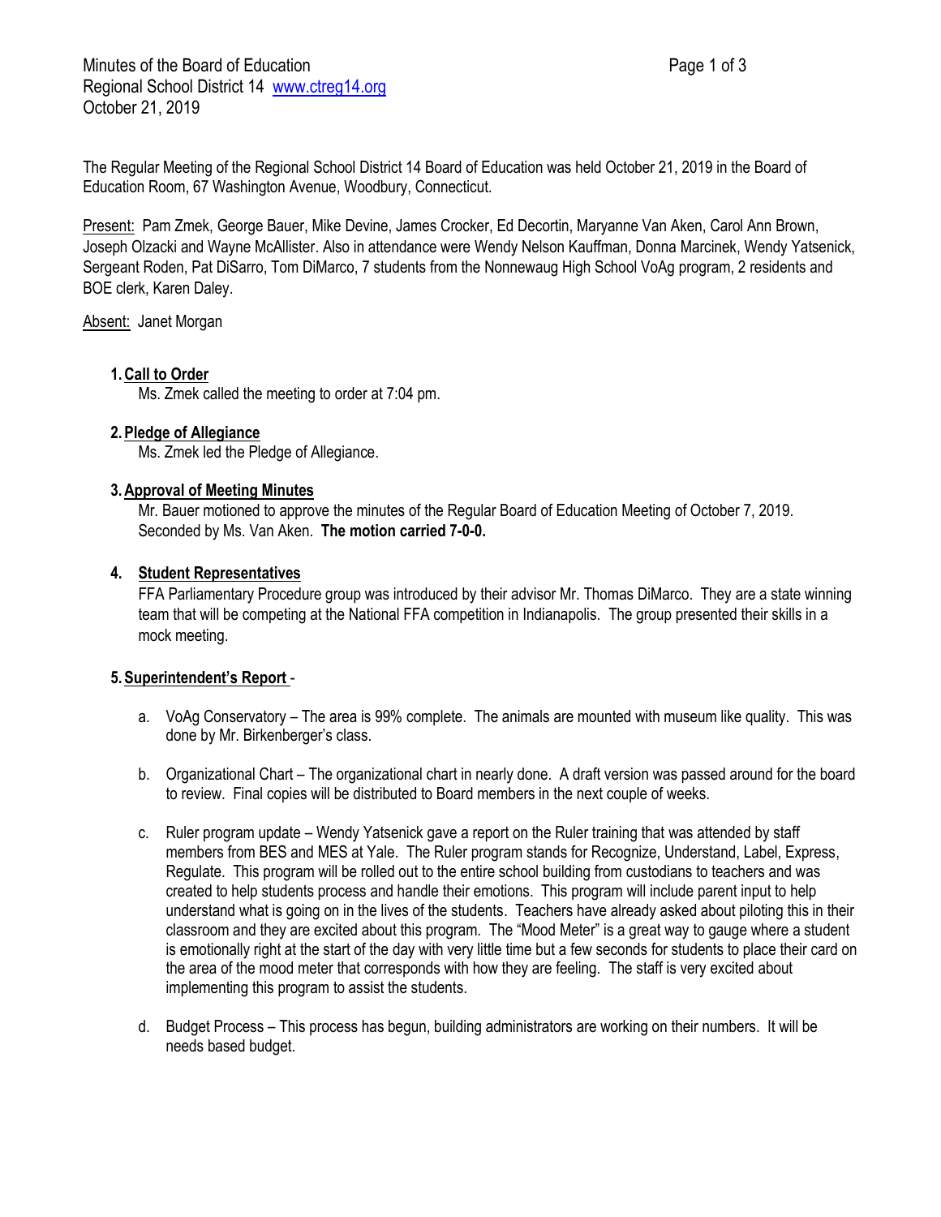Minutes of the Board of Education
Regional School District 14 www.ctreg14.org
October 21, 2019

The Regular Meeting of the Regional School District 14 Board of Education was held October 21, 2019 in the Board of Education Room, 67 Washington Avenue, Woodbury, Connecticut.

Present: Pam Zmek, George Bauer, Mike Devine, James Crocker, Ed Decortin, Maryanne Van Aken, Carol Ann Brown, Joseph Olzacki and Wayne McAllister. Also in attendance were Wendy Nelson Kauffman, Donna Marcinek, Wendy Yatsenick, Sergeant Roden, Pat DiSarro, Tom DiMarco, 7 students from the Nonnewaug High School VoAg program, 2 residents and BOE clerk, Karen Daley.

Absent: Janet Morgan

1. **Call to Order**
   Ms. Zmek called the meeting to order at 7:04 pm.

2. **Pledge of Allegiance**
   Ms. Zmek led the Pledge of Allegiance.

3. **Approval of Meeting Minutes**
   Mr. Bauer motioned to approve the minutes of the Regular Board of Education Meeting of October 7, 2019. Seconded by Ms. Van Aken. **The motion carried 7-0-0.**

4. **Student Representatives**
   FFA Parliamentary Procedure group was introduced by their advisor Mr. Thomas DiMarco. They are a state winning team that will be competing at the National FFA competition in Indianapolis. The group presented their skills in a mock meeting.

5. **Superintendent's Report** -

   a. VoAg Conservatory – The area is 99% complete. The animals are mounted with museum like quality. This was done by Mr. Birkenberger's class.

   b. Organizational Chart – The organizational chart in nearly done. A draft version was passed around for the board to review. Final copies will be distributed to Board members in the next couple of weeks.

   c. Ruler program update – Wendy Yatsenick gave a report on the Ruler training that was attended by staff members from BES and MES at Yale. The Ruler program stands for Recognize, Understand, Label, Express, Regulate. This program will be rolled out to the entire school building from custodians to teachers and was created to help students process and handle their emotions. This program will include parent input to help understand what is going on in the lives of the students. Teachers have already asked about piloting this in their classroom and they are excited about this program. The "Mood Meter" is a great way to gauge where a student is emotionally right at the start of the day with very little time but a few seconds for students to place their card on the area of the mood meter that corresponds with how they are feeling. The staff is very excited about implementing this program to assist the students.

   d. Budget Process – This process has begun, building administrators are working on their numbers. It will be needs based budget.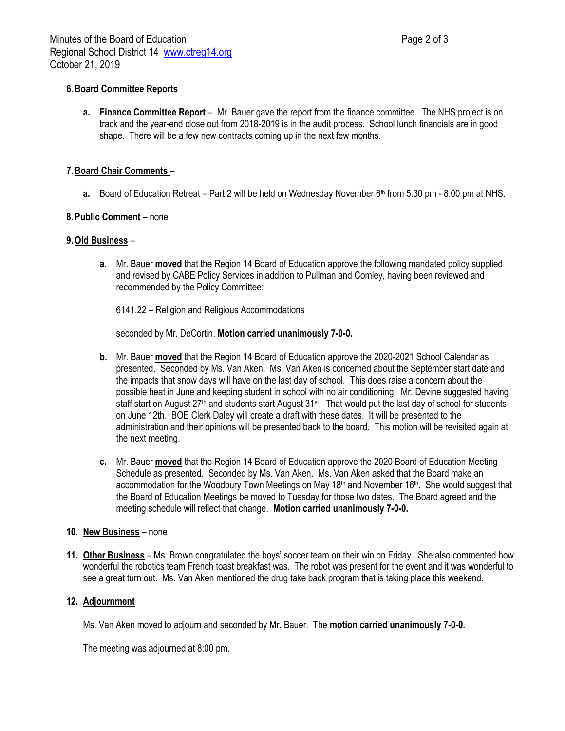**6. Board Committee Reports**

a. **Finance Committee Report** – Mr. Bauer gave the report from the finance committee. The NHS project is on track and the year-end close out from 2018-2019 is in the audit process. School lunch financials are in good shape. There will be a few new contracts coming up in the next few months.

**7. Board Chair Comments** –

a. Board of Education Retreat – Part 2 will be held on Wednesday November 6th from 5:30 pm - 8:00 pm at NHS.

**8. Public Comment** – none

**9. Old Business** –

a. Mr. Bauer **moved** that the Region 14 Board of Education approve the following mandated policy supplied and revised by CABE Policy Services in addition to Pullman and Comley, having been reviewed and recommended by the Policy Committee:

   6141.22 – Religion and Religious Accommodations

   seconded by Mr. DeCortin. **Motion carried unanimously 7-0-0.**

b. Mr. Bauer **moved** that the Region 14 Board of Education approve the 2020-2021 School Calendar as presented. Seconded by Ms. Van Aken. Ms. Van Aken is concerned about the September start date and the impacts that snow days will have on the last day of school. This does raise a concern about the possible heat in June and keeping student in school with no air conditioning. Mr. Devine suggested having staff start on August 27th and students start August 31st. That would put the last day of school for students on June 12th. BOE Clerk Daley will create a draft with these dates. It will be presented to the administration and their opinions will be presented back to the board. This motion will be revisited again at the next meeting.

c. Mr. Bauer **moved** that the Region 14 Board of Education approve the 2020 Board of Education Meeting Schedule as presented. Seconded by Ms. Van Aken. Ms. Van Aken asked that the Board make an accommodation for the Woodbury Town Meetings on May 18th and November 16th. She would suggest that the Board of Education Meetings be moved to Tuesday for those two dates. The Board agreed and the meeting schedule will reflect that change. **Motion carried unanimously 7-0-0.**

**10. New Business** – none

**11. Other Business** – Ms. Brown congratulated the boys' soccer team on their win on Friday. She also commented how wonderful the robotics team French toast breakfast was. The robot was present for the event and it was wonderful to see a great turn out. Ms. Van Aken mentioned the drug take back program that is taking place this weekend.

**12. Adjournment**

Ms. Van Aken moved to adjourn and seconded by Mr. Bauer. The **motion carried unanimously 7-0-0.**

The meeting was adjourned at 8:00 pm.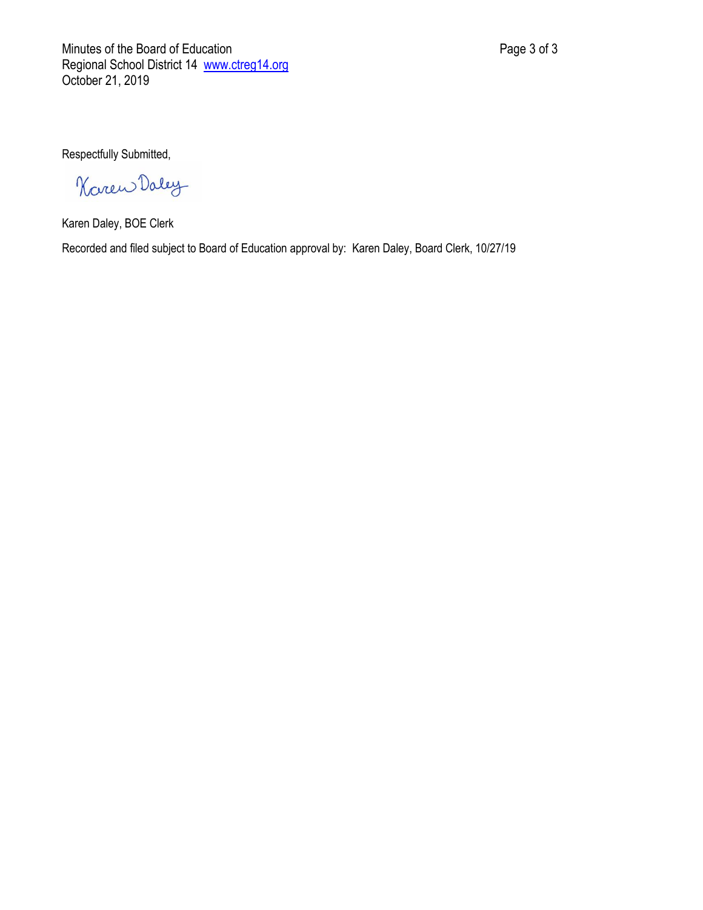Respectfully Submitted,

Karen Daley

Karen Daley, BOE Clerk

Recorded and filed subject to Board of Education approval by: Karen Daley, Board Clerk, 10/27/19